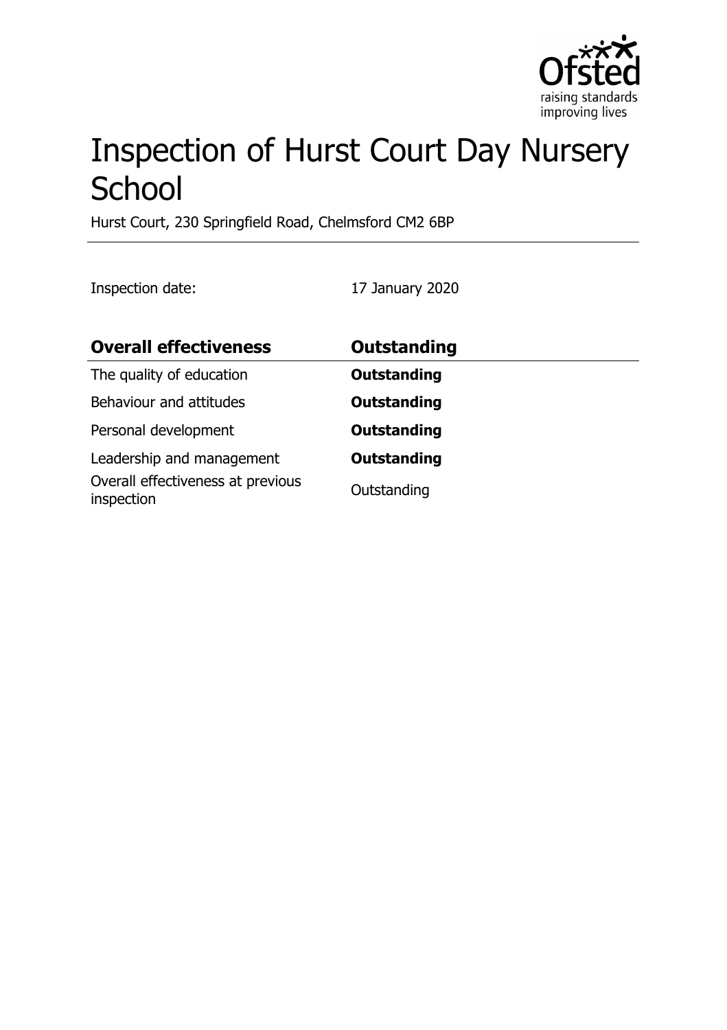# Inspection of Hurst Court Day Nursery School

Hurst Court, 230 Springfield Road, Chelmsford CM2 6BP

Inspection date: 17 January 2020

| **Overall effectiveness** | **Outstanding** |
| --- | --- |
| The quality of education | **Outstanding** |
| Behaviour and attitudes | **Outstanding** |
| Personal development | **Outstanding** |
| Leadership and management | **Outstanding** |
| Overall effectiveness at previous inspection | Outstanding |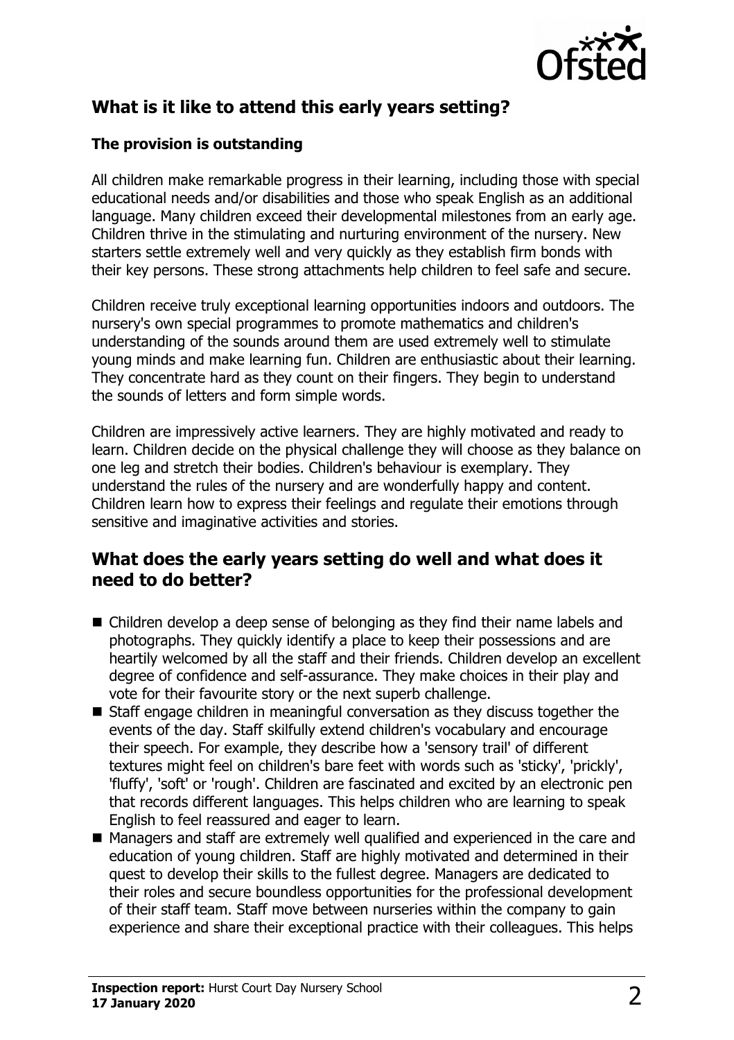## What is it like to attend this early years setting?

### The provision is outstanding

All children make remarkable progress in their learning, including those with special educational needs and/or disabilities and those who speak English as an additional language. Many children exceed their developmental milestones from an early age. Children thrive in the stimulating and nurturing environment of the nursery. New starters settle extremely well and very quickly as they establish firm bonds with their key persons. These strong attachments help children to feel safe and secure.

Children receive truly exceptional learning opportunities indoors and outdoors. The nursery's own special programmes to promote mathematics and children's understanding of the sounds around them are used extremely well to stimulate young minds and make learning fun. Children are enthusiastic about their learning. They concentrate hard as they count on their fingers. They begin to understand the sounds of letters and form simple words.

Children are impressively active learners. They are highly motivated and ready to learn. Children decide on the physical challenge they will choose as they balance on one leg and stretch their bodies. Children's behaviour is exemplary. They understand the rules of the nursery and are wonderfully happy and content. Children learn how to express their feelings and regulate their emotions through sensitive and imaginative activities and stories.

## What does the early years setting do well and what does it need to do better?

- Children develop a deep sense of belonging as they find their name labels and photographs. They quickly identify a place to keep their possessions and are heartily welcomed by all the staff and their friends. Children develop an excellent degree of confidence and self-assurance. They make choices in their play and vote for their favourite story or the next superb challenge.
- Staff engage children in meaningful conversation as they discuss together the events of the day. Staff skilfully extend children's vocabulary and encourage their speech. For example, they describe how a 'sensory trail' of different textures might feel on children's bare feet with words such as 'sticky', 'prickly', 'fluffy', 'soft' or 'rough'. Children are fascinated and excited by an electronic pen that records different languages. This helps children who are learning to speak English to feel reassured and eager to learn.
- Managers and staff are extremely well qualified and experienced in the care and education of young children. Staff are highly motivated and determined in their quest to develop their skills to the fullest degree. Managers are dedicated to their roles and secure boundless opportunities for the professional development of their staff team. Staff move between nurseries within the company to gain experience and share their exceptional practice with their colleagues. This helps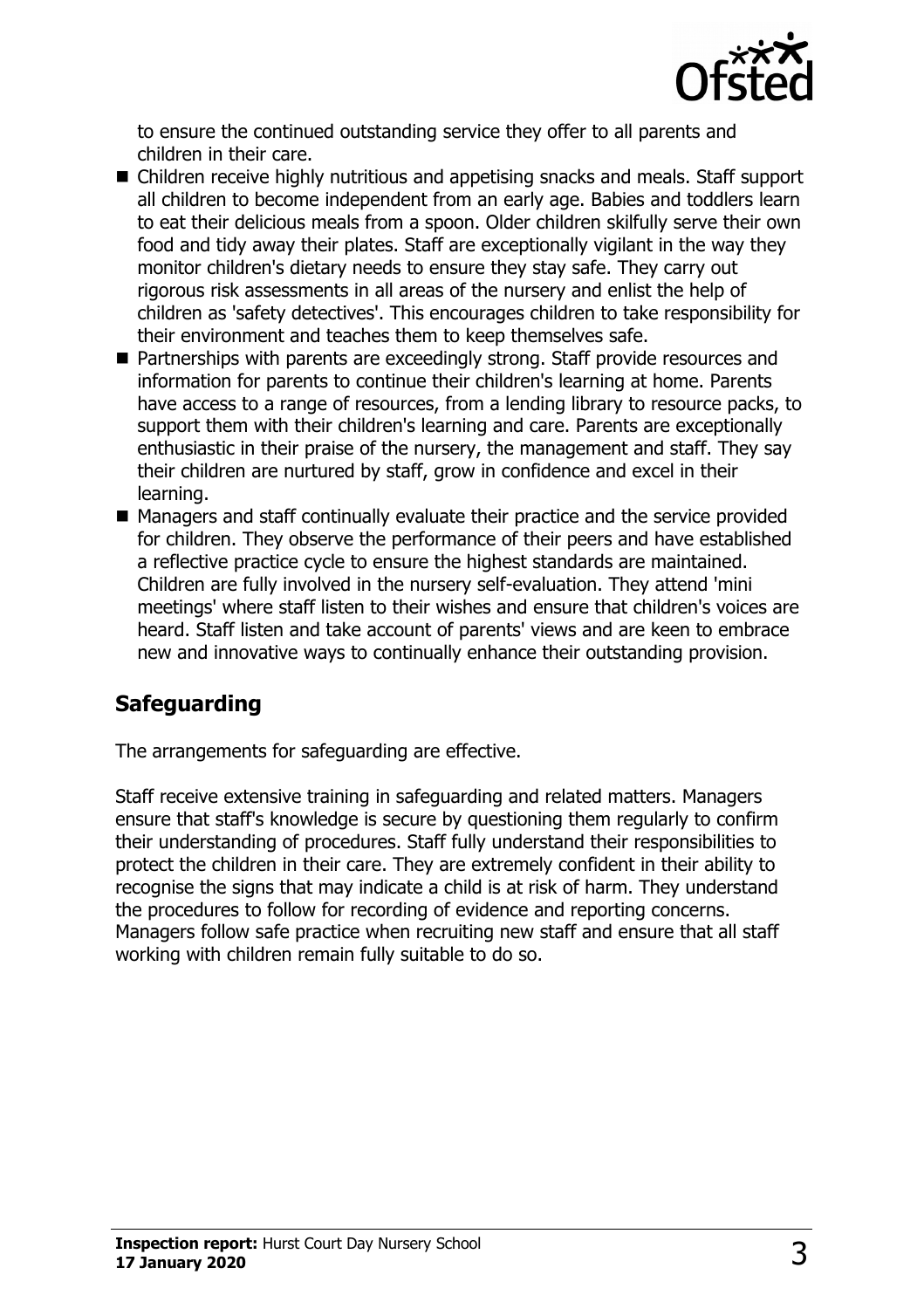to ensure the continued outstanding service they offer to all parents and children in their care.

- Children receive highly nutritious and appetising snacks and meals. Staff support all children to become independent from an early age. Babies and toddlers learn to eat their delicious meals from a spoon. Older children skilfully serve their own food and tidy away their plates. Staff are exceptionally vigilant in the way they monitor children's dietary needs to ensure they stay safe. They carry out rigorous risk assessments in all areas of the nursery and enlist the help of children as 'safety detectives'. This encourages children to take responsibility for their environment and teaches them to keep themselves safe.
- Partnerships with parents are exceedingly strong. Staff provide resources and information for parents to continue their children's learning at home. Parents have access to a range of resources, from a lending library to resource packs, to support them with their children's learning and care. Parents are exceptionally enthusiastic in their praise of the nursery, the management and staff. They say their children are nurtured by staff, grow in confidence and excel in their learning.
- Managers and staff continually evaluate their practice and the service provided for children. They observe the performance of their peers and have established a reflective practice cycle to ensure the highest standards are maintained. Children are fully involved in the nursery self-evaluation. They attend 'mini meetings' where staff listen to their wishes and ensure that children's voices are heard. Staff listen and take account of parents' views and are keen to embrace new and innovative ways to continually enhance their outstanding provision.

## Safeguarding

The arrangements for safeguarding are effective.

Staff receive extensive training in safeguarding and related matters. Managers ensure that staff's knowledge is secure by questioning them regularly to confirm their understanding of procedures. Staff fully understand their responsibilities to protect the children in their care. They are extremely confident in their ability to recognise the signs that may indicate a child is at risk of harm. They understand the procedures to follow for recording of evidence and reporting concerns. Managers follow safe practice when recruiting new staff and ensure that all staff working with children remain fully suitable to do so.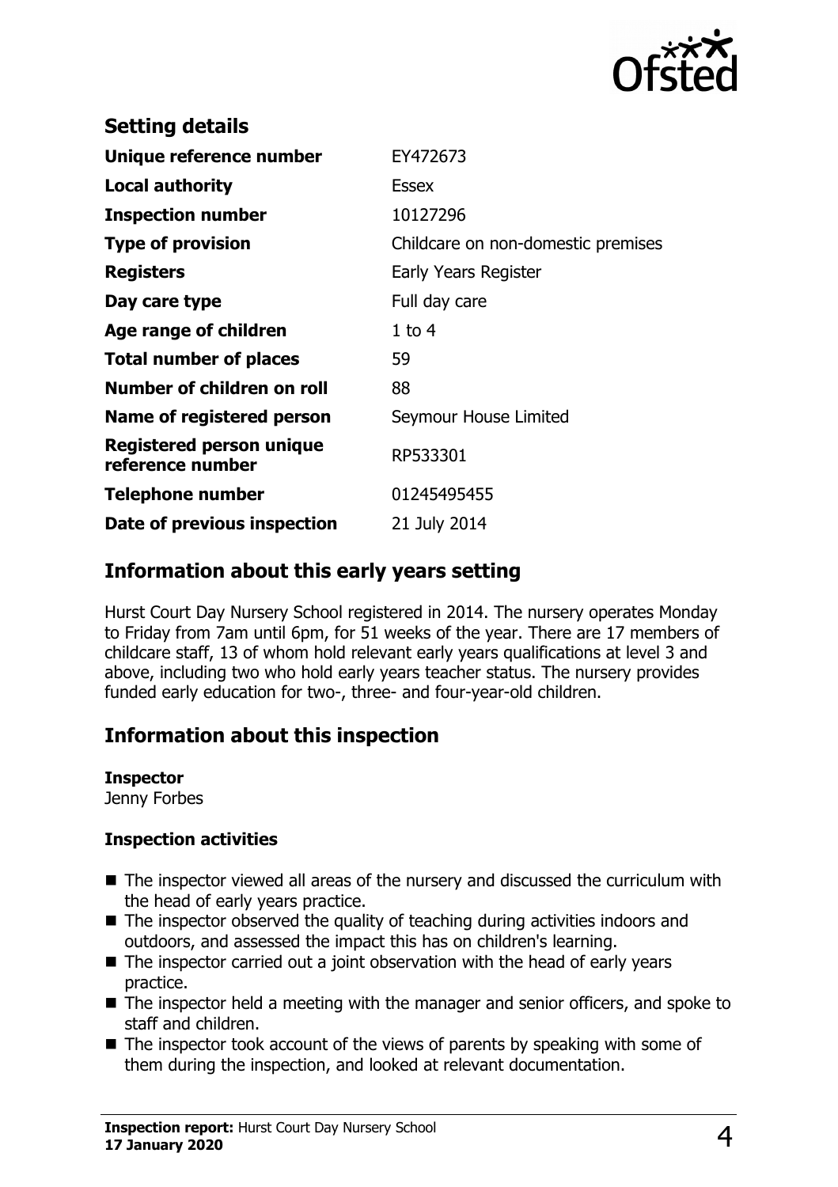## Setting details

| | |
|---|---|
| **Unique reference number** | EY472673 |
| **Local authority** | Essex |
| **Inspection number** | 10127296 |
| **Type of provision** | Childcare on non-domestic premises |
| **Registers** | Early Years Register |
| **Day care type** | Full day care |
| **Age range of children** | 1 to 4 |
| **Total number of places** | 59 |
| **Number of children on roll** | 88 |
| **Name of registered person** | Seymour House Limited |
| **Registered person unique reference number** | RP533301 |
| **Telephone number** | 01245495455 |
| **Date of previous inspection** | 21 July 2014 |

## Information about this early years setting

Hurst Court Day Nursery School registered in 2014. The nursery operates Monday to Friday from 7am until 6pm, for 51 weeks of the year. There are 17 members of childcare staff, 13 of whom hold relevant early years qualifications at level 3 and above, including two who hold early years teacher status. The nursery provides funded early education for two-, three- and four-year-old children.

## Information about this inspection

**Inspector**
Jenny Forbes

### Inspection activities

- The inspector viewed all areas of the nursery and discussed the curriculum with the head of early years practice.
- The inspector observed the quality of teaching during activities indoors and outdoors, and assessed the impact this has on children's learning.
- The inspector carried out a joint observation with the head of early years practice.
- The inspector held a meeting with the manager and senior officers, and spoke to staff and children.
- The inspector took account of the views of parents by speaking with some of them during the inspection, and looked at relevant documentation.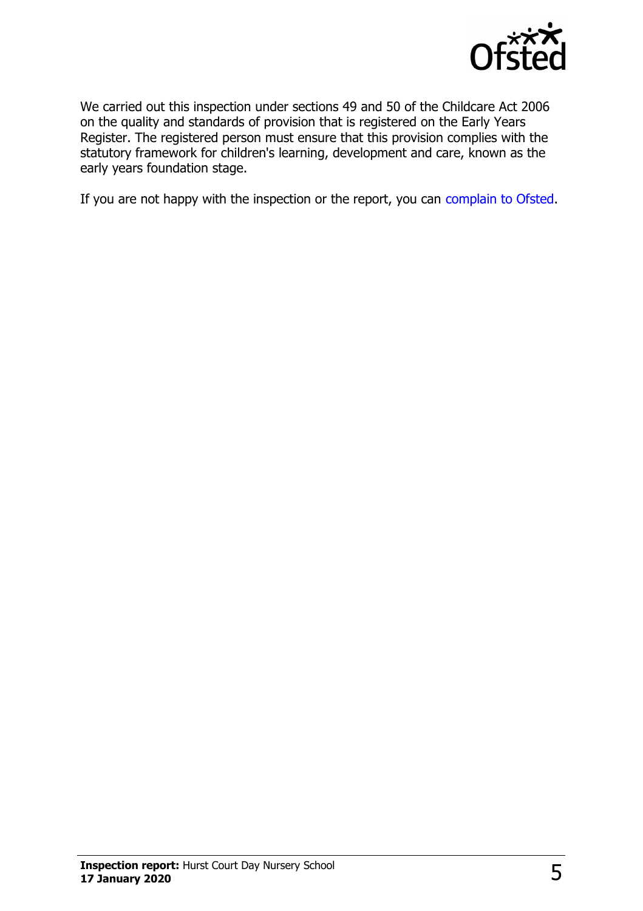We carried out this inspection under sections 49 and 50 of the Childcare Act 2006 on the quality and standards of provision that is registered on the Early Years Register. The registered person must ensure that this provision complies with the statutory framework for children's learning, development and care, known as the early years foundation stage.

If you are not happy with the inspection or the report, you can complain to Ofsted.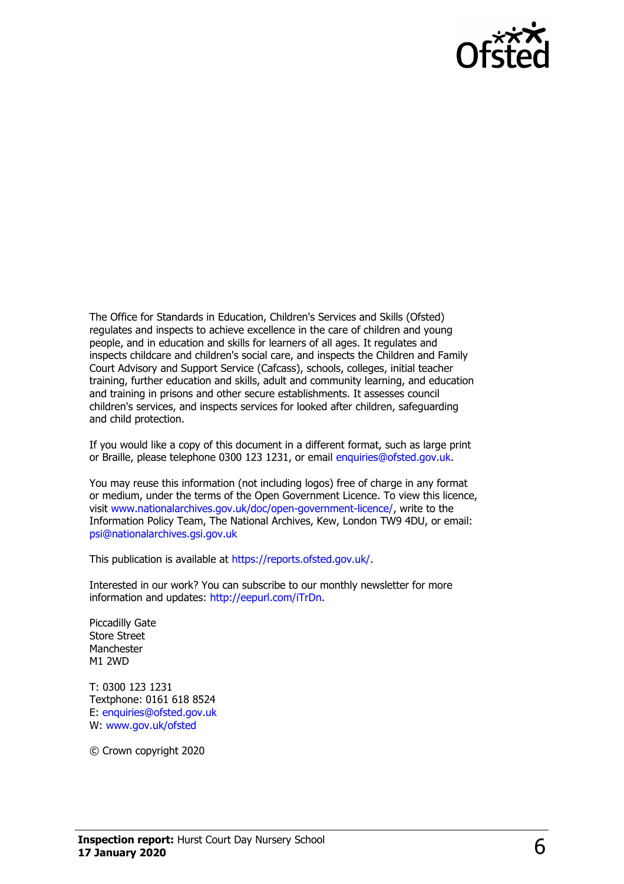The Office for Standards in Education, Children's Services and Skills (Ofsted) regulates and inspects to achieve excellence in the care of children and young people, and in education and skills for learners of all ages. It regulates and inspects childcare and children's social care, and inspects the Children and Family Court Advisory and Support Service (Cafcass), schools, colleges, initial teacher training, further education and skills, adult and community learning, and education and training in prisons and other secure establishments. It assesses council children's services, and inspects services for looked after children, safeguarding and child protection.

If you would like a copy of this document in a different format, such as large print or Braille, please telephone 0300 123 1231, or email enquiries@ofsted.gov.uk.

You may reuse this information (not including logos) free of charge in any format or medium, under the terms of the Open Government Licence. To view this licence, visit www.nationalarchives.gov.uk/doc/open-government-licence/, write to the Information Policy Team, The National Archives, Kew, London TW9 4DU, or email: psi@nationalarchives.gsi.gov.uk

This publication is available at https://reports.ofsted.gov.uk/.

Interested in our work? You can subscribe to our monthly newsletter for more information and updates: http://eepurl.com/iTrDn.

Piccadilly Gate
Store Street
Manchester
M1 2WD

T: 0300 123 1231
Textphone: 0161 618 8524
E: enquiries@ofsted.gov.uk
W: www.gov.uk/ofsted

© Crown copyright 2020